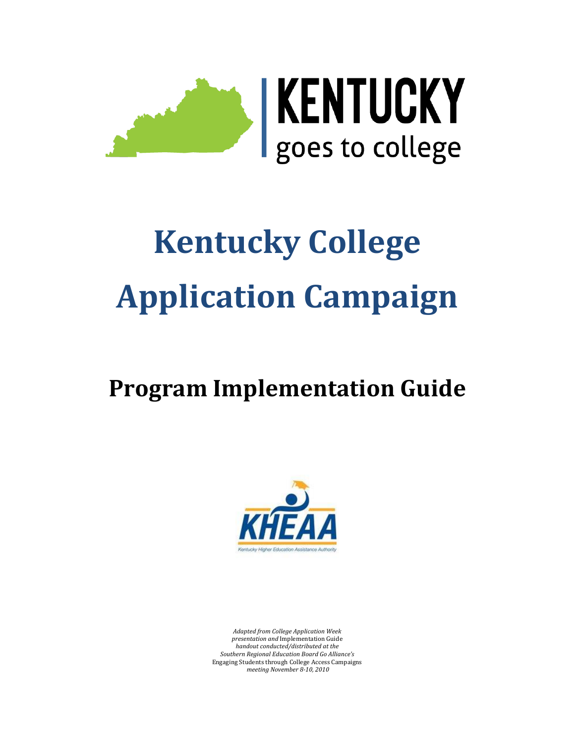KENTUCKY
goes to college

# Kentucky College Application Campaign

## Program Implementation Guide

KHEAA
Kentucky Higher Education Assistance Authority

*Adapted from College Application Week presentation and* Implementation Guide *handout conducted/distributed at the Southern Regional Education Board Go Alliance's* Engaging Students through College Access Campaigns *meeting November 8-10, 2010*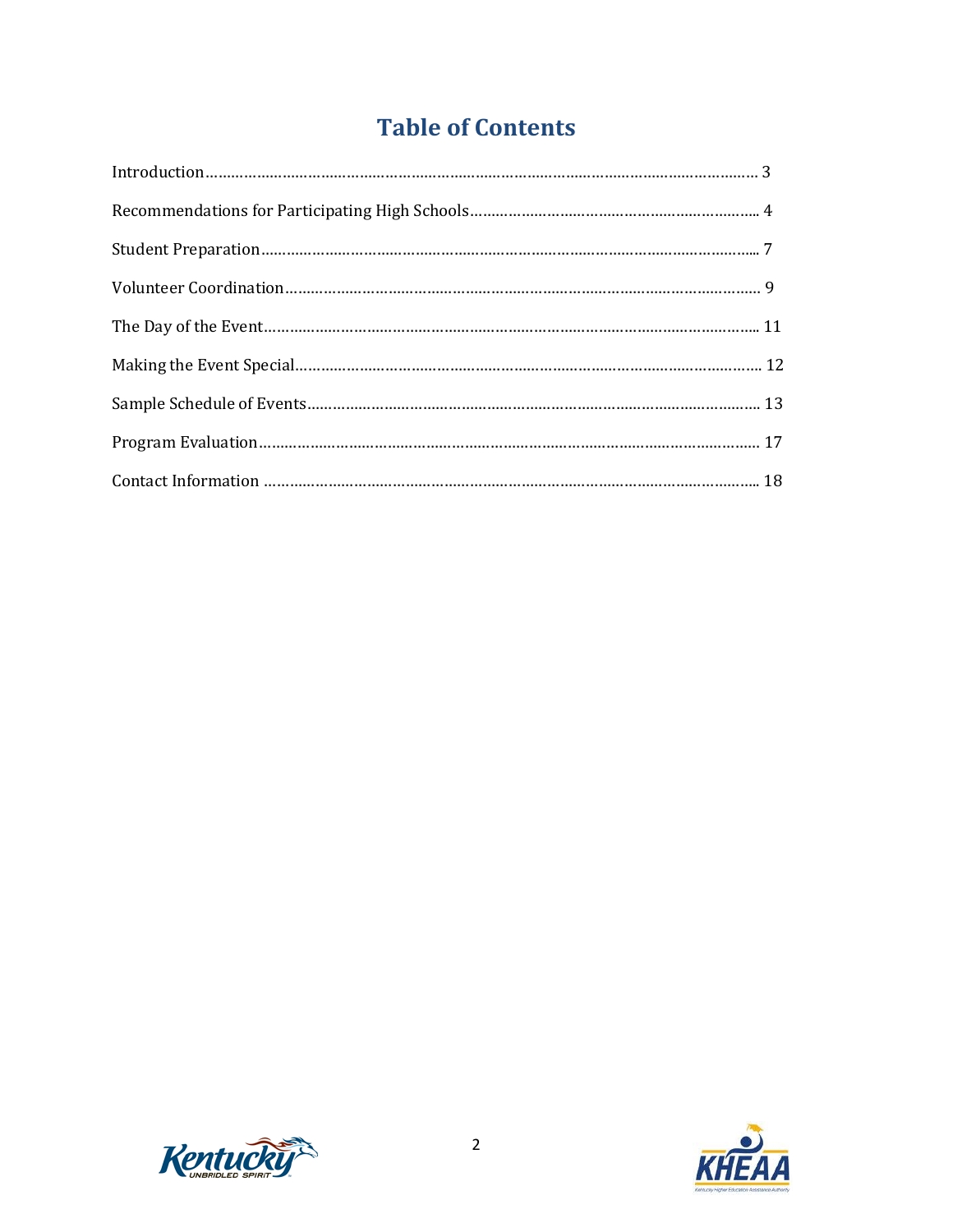# Table of Contents

Introduction……………………………………………………………………………………………………… 3

Recommendations for Participating High Schools………………………………………………………….. 4

Student Preparation………………………………………………………………………………………….... 7

Volunteer Coordination……………………………………………………………………………………… 9

The Day of the Event……………………………………………………………………………………….. 11

Making the Event Special…………………………………………………………………………………….. 12

Sample Schedule of Events………………………………………………………………………………….. 13

Program Evaluation…………………………………………………………………………………………. 17

Contact Information ……………………………………………………………………………………….. 18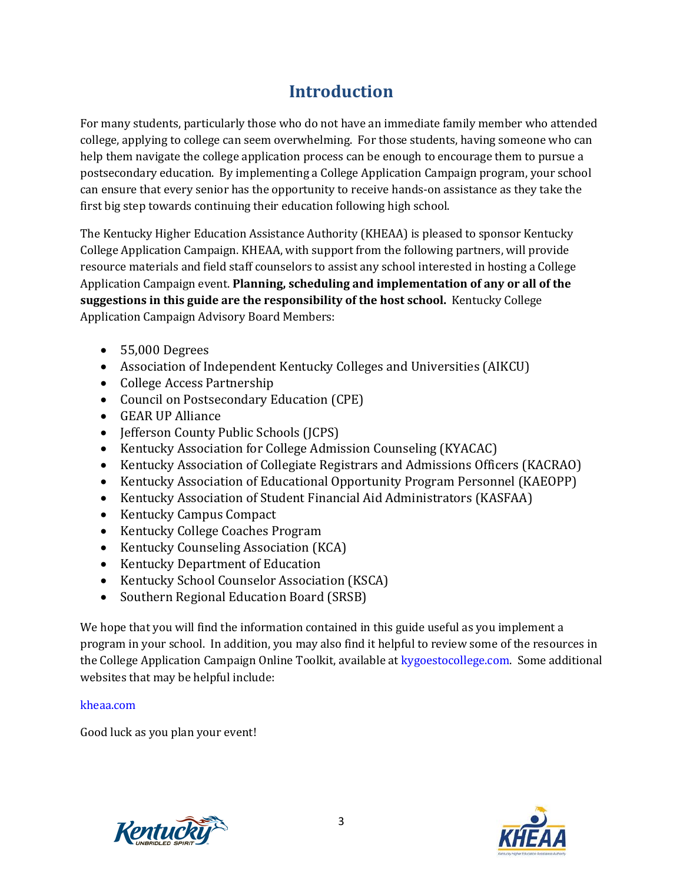# Introduction

For many students, particularly those who do not have an immediate family member who attended college, applying to college can seem overwhelming. For those students, having someone who can help them navigate the college application process can be enough to encourage them to pursue a postsecondary education. By implementing a College Application Campaign program, your school can ensure that every senior has the opportunity to receive hands-on assistance as they take the first big step towards continuing their education following high school.

The Kentucky Higher Education Assistance Authority (KHEAA) is pleased to sponsor Kentucky College Application Campaign. KHEAA, with support from the following partners, will provide resource materials and field staff counselors to assist any school interested in hosting a College Application Campaign event. **Planning, scheduling and implementation of any or all of the suggestions in this guide are the responsibility of the host school.** Kentucky College Application Campaign Advisory Board Members:

- 55,000 Degrees
- Association of Independent Kentucky Colleges and Universities (AIKCU)
- College Access Partnership
- Council on Postsecondary Education (CPE)
- GEAR UP Alliance
- Jefferson County Public Schools (JCPS)
- Kentucky Association for College Admission Counseling (KYACAC)
- Kentucky Association of Collegiate Registrars and Admissions Officers (KACRAO)
- Kentucky Association of Educational Opportunity Program Personnel (KAEOPP)
- Kentucky Association of Student Financial Aid Administrators (KASFAA)
- Kentucky Campus Compact
- Kentucky College Coaches Program
- Kentucky Counseling Association (KCA)
- Kentucky Department of Education
- Kentucky School Counselor Association (KSCA)
- Southern Regional Education Board (SRSB)

We hope that you will find the information contained in this guide useful as you implement a program in your school. In addition, you may also find it helpful to review some of the resources in the College Application Campaign Online Toolkit, available at kygoestocollege.com. Some additional websites that may be helpful include:

kheaa.com

Good luck as you plan your event!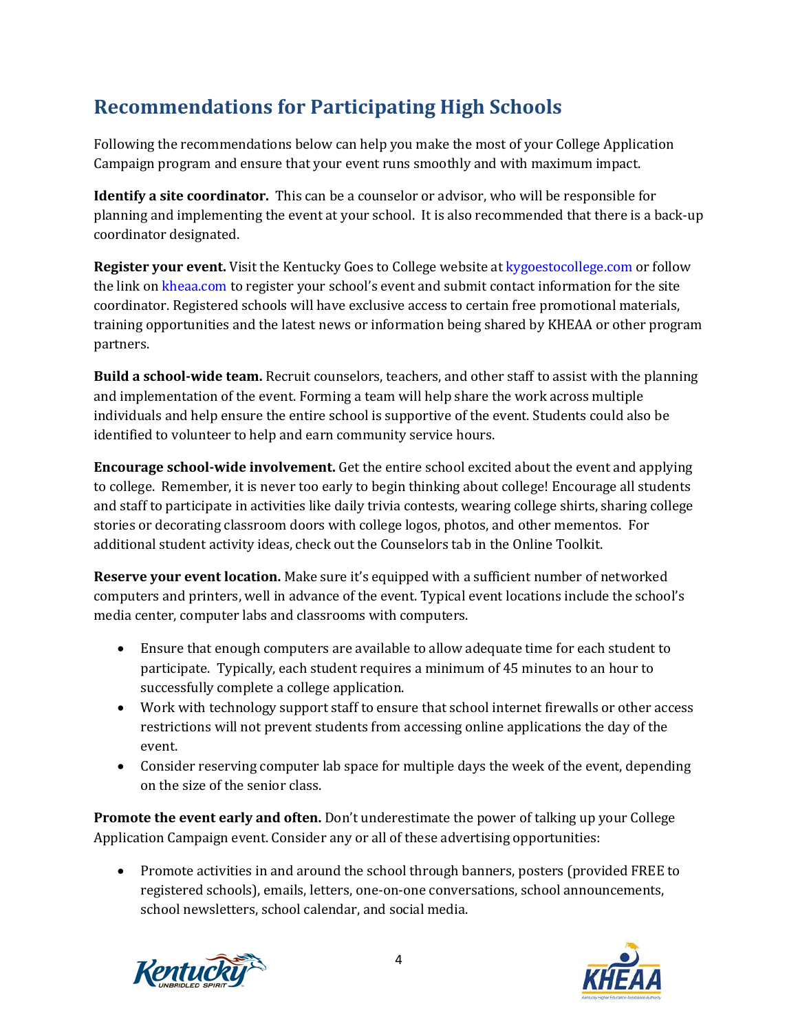## Recommendations for Participating High Schools

Following the recommendations below can help you make the most of your College Application Campaign program and ensure that your event runs smoothly and with maximum impact.

**Identify a site coordinator.** This can be a counselor or advisor, who will be responsible for planning and implementing the event at your school. It is also recommended that there is a back-up coordinator designated.

**Register your event.** Visit the Kentucky Goes to College website at kygoestocollege.com or follow the link on kheaa.com to register your school's event and submit contact information for the site coordinator. Registered schools will have exclusive access to certain free promotional materials, training opportunities and the latest news or information being shared by KHEAA or other program partners.

**Build a school-wide team.** Recruit counselors, teachers, and other staff to assist with the planning and implementation of the event. Forming a team will help share the work across multiple individuals and help ensure the entire school is supportive of the event. Students could also be identified to volunteer to help and earn community service hours.

**Encourage school-wide involvement.** Get the entire school excited about the event and applying to college. Remember, it is never too early to begin thinking about college! Encourage all students and staff to participate in activities like daily trivia contests, wearing college shirts, sharing college stories or decorating classroom doors with college logos, photos, and other mementos. For additional student activity ideas, check out the Counselors tab in the Online Toolkit.

**Reserve your event location.** Make sure it's equipped with a sufficient number of networked computers and printers, well in advance of the event. Typical event locations include the school's media center, computer labs and classrooms with computers.

- Ensure that enough computers are available to allow adequate time for each student to participate. Typically, each student requires a minimum of 45 minutes to an hour to successfully complete a college application.
- Work with technology support staff to ensure that school internet firewalls or other access restrictions will not prevent students from accessing online applications the day of the event.
- Consider reserving computer lab space for multiple days the week of the event, depending on the size of the senior class.

**Promote the event early and often.** Don't underestimate the power of talking up your College Application Campaign event. Consider any or all of these advertising opportunities:

- Promote activities in and around the school through banners, posters (provided FREE to registered schools), emails, letters, one-on-one conversations, school announcements, school newsletters, school calendar, and social media.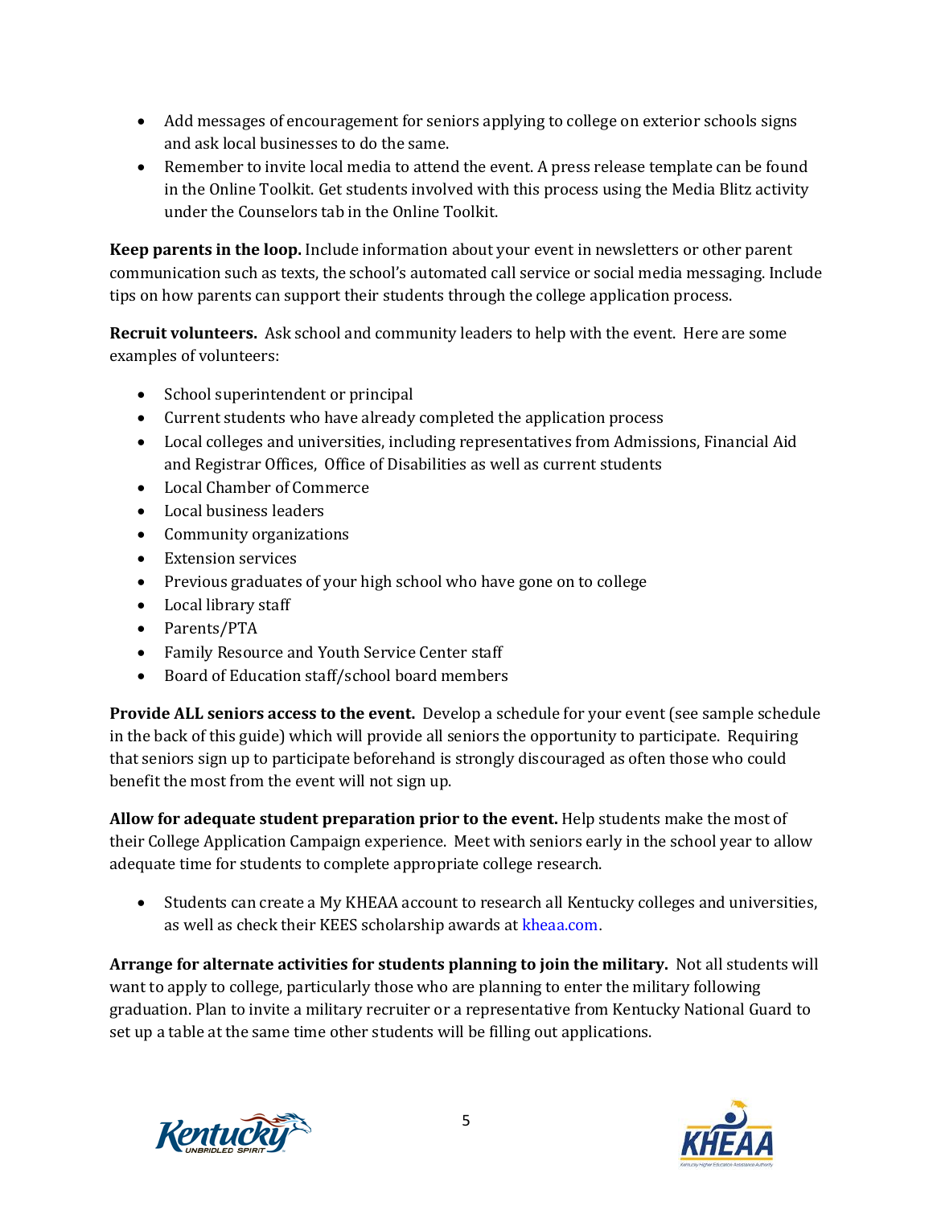- Add messages of encouragement for seniors applying to college on exterior schools signs and ask local businesses to do the same.
- Remember to invite local media to attend the event. A press release template can be found in the Online Toolkit. Get students involved with this process using the Media Blitz activity under the Counselors tab in the Online Toolkit.

**Keep parents in the loop.** Include information about your event in newsletters or other parent communication such as texts, the school's automated call service or social media messaging. Include tips on how parents can support their students through the college application process.

**Recruit volunteers.** Ask school and community leaders to help with the event. Here are some examples of volunteers:

- School superintendent or principal
- Current students who have already completed the application process
- Local colleges and universities, including representatives from Admissions, Financial Aid and Registrar Offices, Office of Disabilities as well as current students
- Local Chamber of Commerce
- Local business leaders
- Community organizations
- Extension services
- Previous graduates of your high school who have gone on to college
- Local library staff
- Parents/PTA
- Family Resource and Youth Service Center staff
- Board of Education staff/school board members

**Provide ALL seniors access to the event.** Develop a schedule for your event (see sample schedule in the back of this guide) which will provide all seniors the opportunity to participate. Requiring that seniors sign up to participate beforehand is strongly discouraged as often those who could benefit the most from the event will not sign up.

**Allow for adequate student preparation prior to the event.** Help students make the most of their College Application Campaign experience. Meet with seniors early in the school year to allow adequate time for students to complete appropriate college research.

- Students can create a My KHEAA account to research all Kentucky colleges and universities, as well as check their KEES scholarship awards at kheaa.com.

**Arrange for alternate activities for students planning to join the military.** Not all students will want to apply to college, particularly those who are planning to enter the military following graduation. Plan to invite a military recruiter or a representative from Kentucky National Guard to set up a table at the same time other students will be filling out applications.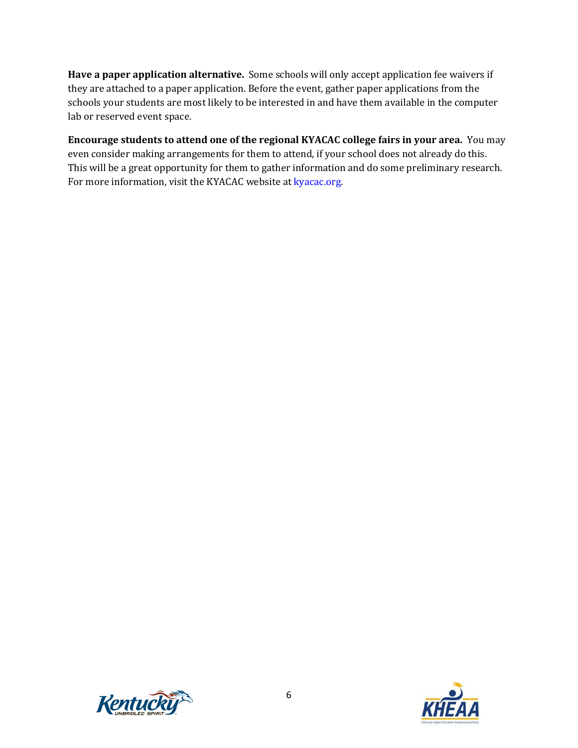**Have a paper application alternative.** Some schools will only accept application fee waivers if they are attached to a paper application. Before the event, gather paper applications from the schools your students are most likely to be interested in and have them available in the computer lab or reserved event space.

**Encourage students to attend one of the regional KYACAC college fairs in your area.** You may even consider making arrangements for them to attend, if your school does not already do this. This will be a great opportunity for them to gather information and do some preliminary research. For more information, visit the KYACAC website at kyacac.org.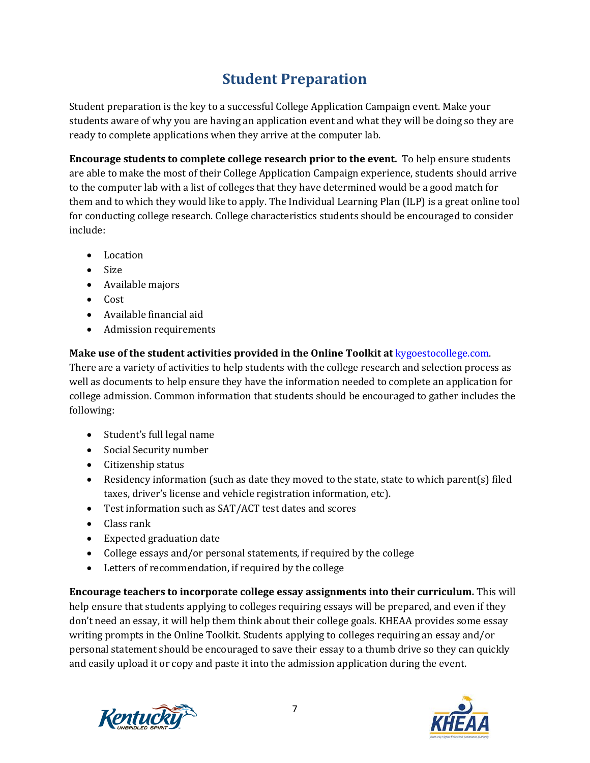# Student Preparation

Student preparation is the key to a successful College Application Campaign event. Make your students aware of why you are having an application event and what they will be doing so they are ready to complete applications when they arrive at the computer lab.

**Encourage students to complete college research prior to the event.** To help ensure students are able to make the most of their College Application Campaign experience, students should arrive to the computer lab with a list of colleges that they have determined would be a good match for them and to which they would like to apply. The Individual Learning Plan (ILP) is a great online tool for conducting college research. College characteristics students should be encouraged to consider include:

- Location
- Size
- Available majors
- Cost
- Available financial aid
- Admission requirements

**Make use of the student activities provided in the Online Toolkit at** kygoestocollege.com. There are a variety of activities to help students with the college research and selection process as well as documents to help ensure they have the information needed to complete an application for college admission. Common information that students should be encouraged to gather includes the following:

- Student's full legal name
- Social Security number
- Citizenship status
- Residency information (such as date they moved to the state, state to which parent(s) filed taxes, driver's license and vehicle registration information, etc).
- Test information such as SAT/ACT test dates and scores
- Class rank
- Expected graduation date
- College essays and/or personal statements, if required by the college
- Letters of recommendation, if required by the college

**Encourage teachers to incorporate college essay assignments into their curriculum.** This will help ensure that students applying to colleges requiring essays will be prepared, and even if they don't need an essay, it will help them think about their college goals. KHEAA provides some essay writing prompts in the Online Toolkit. Students applying to colleges requiring an essay and/or personal statement should be encouraged to save their essay to a thumb drive so they can quickly and easily upload it or copy and paste it into the admission application during the event.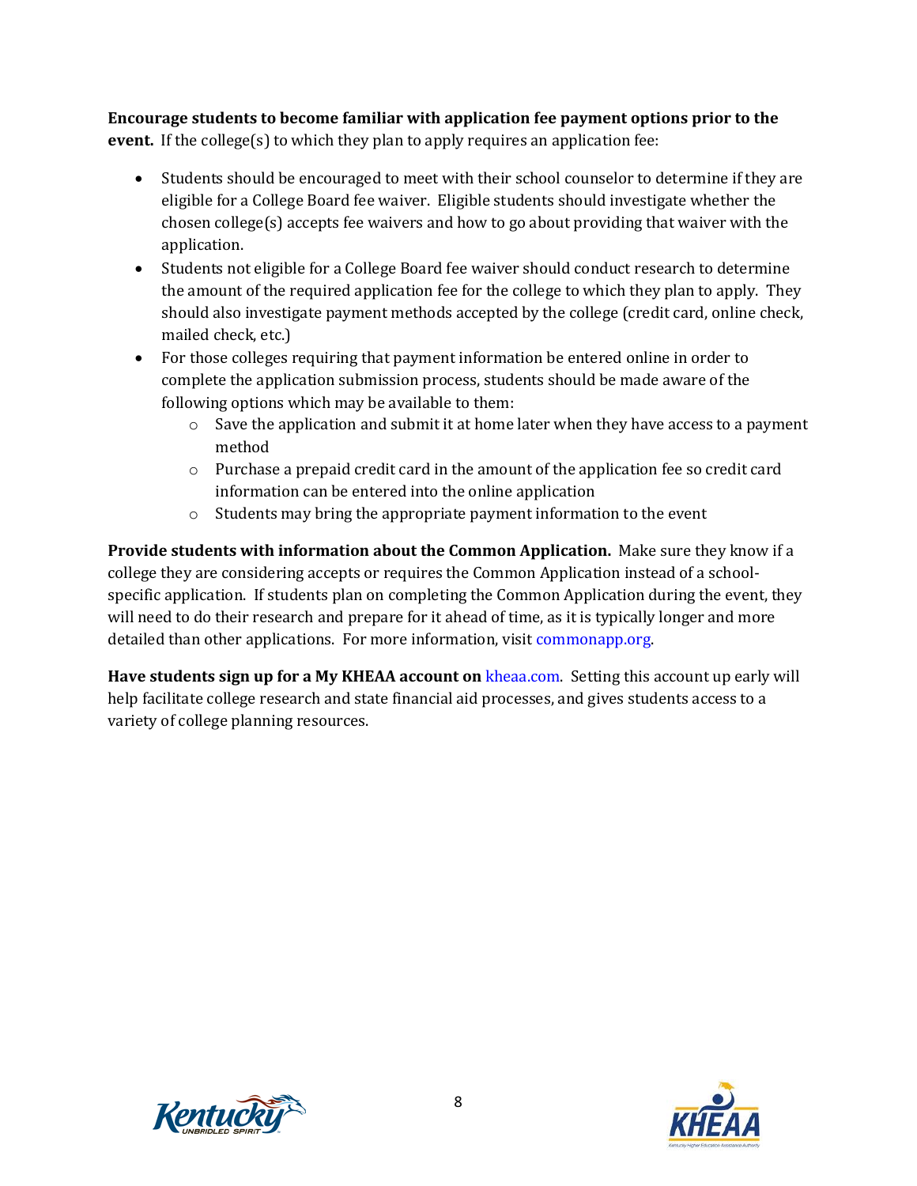**Encourage students to become familiar with application fee payment options prior to the event.** If the college(s) to which they plan to apply requires an application fee:

- Students should be encouraged to meet with their school counselor to determine if they are eligible for a College Board fee waiver. Eligible students should investigate whether the chosen college(s) accepts fee waivers and how to go about providing that waiver with the application.
- Students not eligible for a College Board fee waiver should conduct research to determine the amount of the required application fee for the college to which they plan to apply. They should also investigate payment methods accepted by the college (credit card, online check, mailed check, etc.)
- For those colleges requiring that payment information be entered online in order to complete the application submission process, students should be made aware of the following options which may be available to them:
    - Save the application and submit it at home later when they have access to a payment method
    - Purchase a prepaid credit card in the amount of the application fee so credit card information can be entered into the online application
    - Students may bring the appropriate payment information to the event

**Provide students with information about the Common Application.** Make sure they know if a college they are considering accepts or requires the Common Application instead of a school-specific application. If students plan on completing the Common Application during the event, they will need to do their research and prepare for it ahead of time, as it is typically longer and more detailed than other applications. For more information, visit commonapp.org.

**Have students sign up for a My KHEAA account on** kheaa.com. Setting this account up early will help facilitate college research and state financial aid processes, and gives students access to a variety of college planning resources.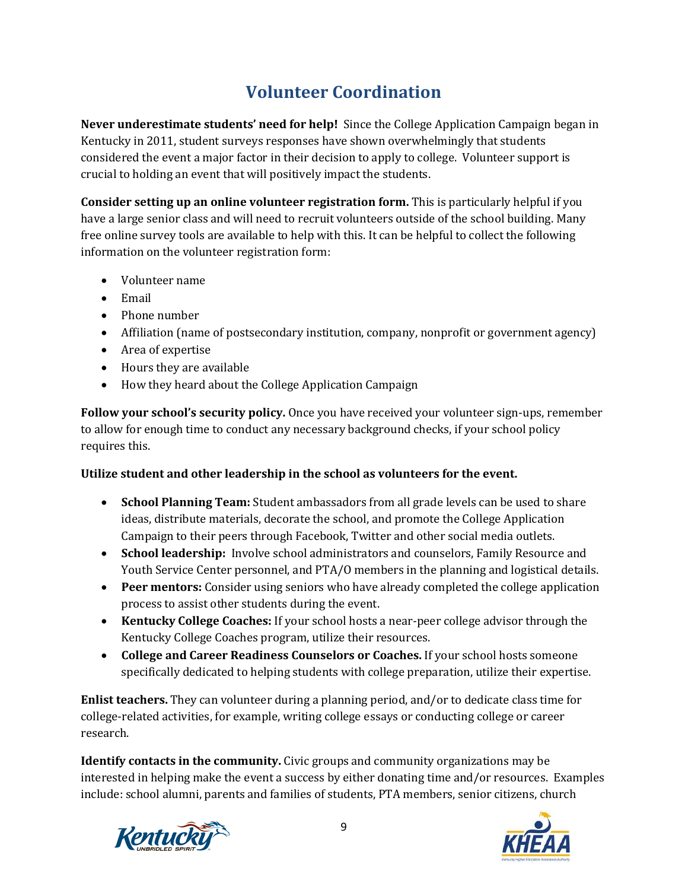# Volunteer Coordination

**Never underestimate students' need for help!** Since the College Application Campaign began in Kentucky in 2011, student surveys responses have shown overwhelmingly that students considered the event a major factor in their decision to apply to college. Volunteer support is crucial to holding an event that will positively impact the students.

**Consider setting up an online volunteer registration form.** This is particularly helpful if you have a large senior class and will need to recruit volunteers outside of the school building. Many free online survey tools are available to help with this. It can be helpful to collect the following information on the volunteer registration form:

- Volunteer name
- Email
- Phone number
- Affiliation (name of postsecondary institution, company, nonprofit or government agency)
- Area of expertise
- Hours they are available
- How they heard about the College Application Campaign

**Follow your school's security policy.** Once you have received your volunteer sign-ups, remember to allow for enough time to conduct any necessary background checks, if your school policy requires this.

**Utilize student and other leadership in the school as volunteers for the event.**

- **School Planning Team:** Student ambassadors from all grade levels can be used to share ideas, distribute materials, decorate the school, and promote the College Application Campaign to their peers through Facebook, Twitter and other social media outlets.
- **School leadership:** Involve school administrators and counselors, Family Resource and Youth Service Center personnel, and PTA/O members in the planning and logistical details.
- **Peer mentors:** Consider using seniors who have already completed the college application process to assist other students during the event.
- **Kentucky College Coaches:** If your school hosts a near-peer college advisor through the Kentucky College Coaches program, utilize their resources.
- **College and Career Readiness Counselors or Coaches.** If your school hosts someone specifically dedicated to helping students with college preparation, utilize their expertise.

**Enlist teachers.** They can volunteer during a planning period, and/or to dedicate class time for college-related activities, for example, writing college essays or conducting college or career research.

**Identify contacts in the community.** Civic groups and community organizations may be interested in helping make the event a success by either donating time and/or resources. Examples include: school alumni, parents and families of students, PTA members, senior citizens, church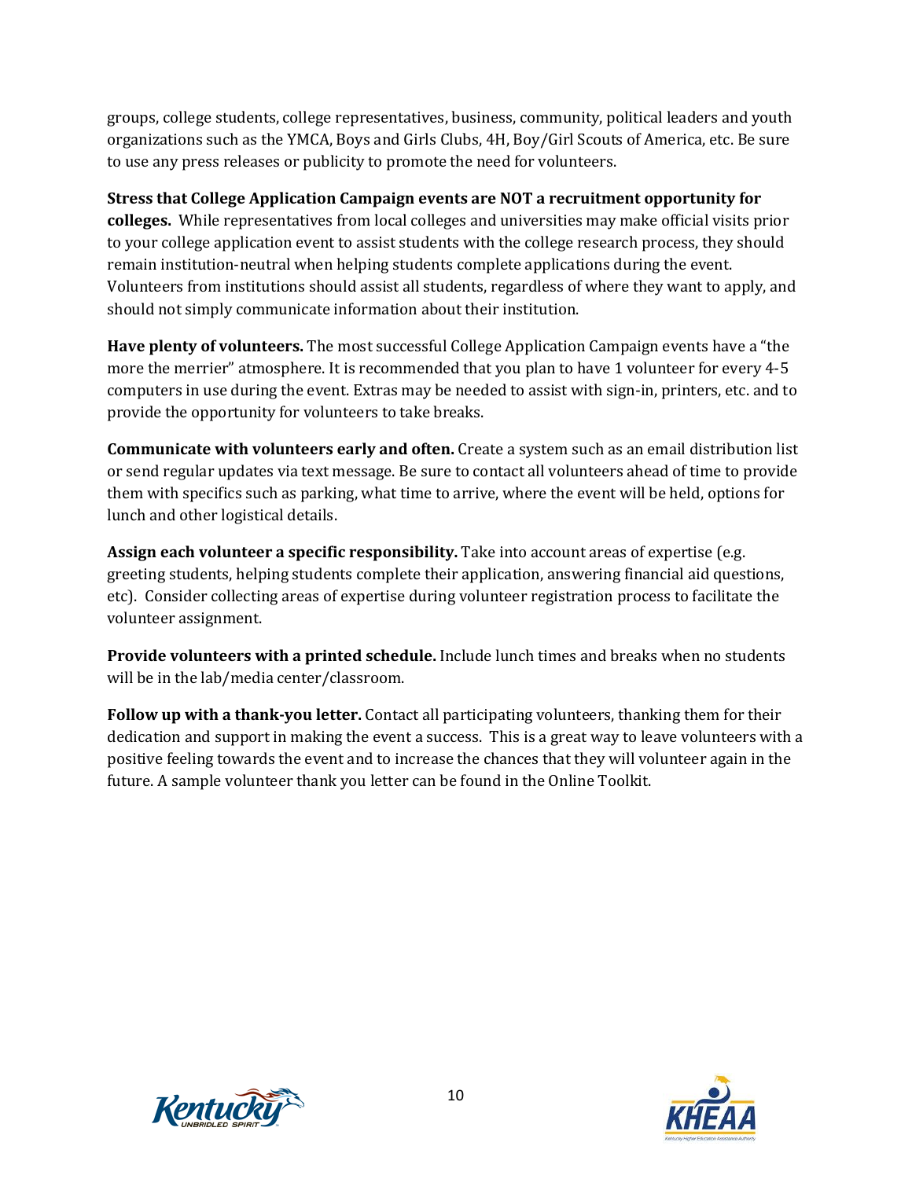groups, college students, college representatives, business, community, political leaders and youth organizations such as the YMCA, Boys and Girls Clubs, 4H, Boy/Girl Scouts of America, etc. Be sure to use any press releases or publicity to promote the need for volunteers.

**Stress that College Application Campaign events are NOT a recruitment opportunity for colleges.** While representatives from local colleges and universities may make official visits prior to your college application event to assist students with the college research process, they should remain institution-neutral when helping students complete applications during the event. Volunteers from institutions should assist all students, regardless of where they want to apply, and should not simply communicate information about their institution.

**Have plenty of volunteers.** The most successful College Application Campaign events have a "the more the merrier" atmosphere. It is recommended that you plan to have 1 volunteer for every 4-5 computers in use during the event. Extras may be needed to assist with sign-in, printers, etc. and to provide the opportunity for volunteers to take breaks.

**Communicate with volunteers early and often.** Create a system such as an email distribution list or send regular updates via text message. Be sure to contact all volunteers ahead of time to provide them with specifics such as parking, what time to arrive, where the event will be held, options for lunch and other logistical details.

**Assign each volunteer a specific responsibility.** Take into account areas of expertise (e.g. greeting students, helping students complete their application, answering financial aid questions, etc). Consider collecting areas of expertise during volunteer registration process to facilitate the volunteer assignment.

**Provide volunteers with a printed schedule.** Include lunch times and breaks when no students will be in the lab/media center/classroom.

**Follow up with a thank-you letter.** Contact all participating volunteers, thanking them for their dedication and support in making the event a success. This is a great way to leave volunteers with a positive feeling towards the event and to increase the chances that they will volunteer again in the future. A sample volunteer thank you letter can be found in the Online Toolkit.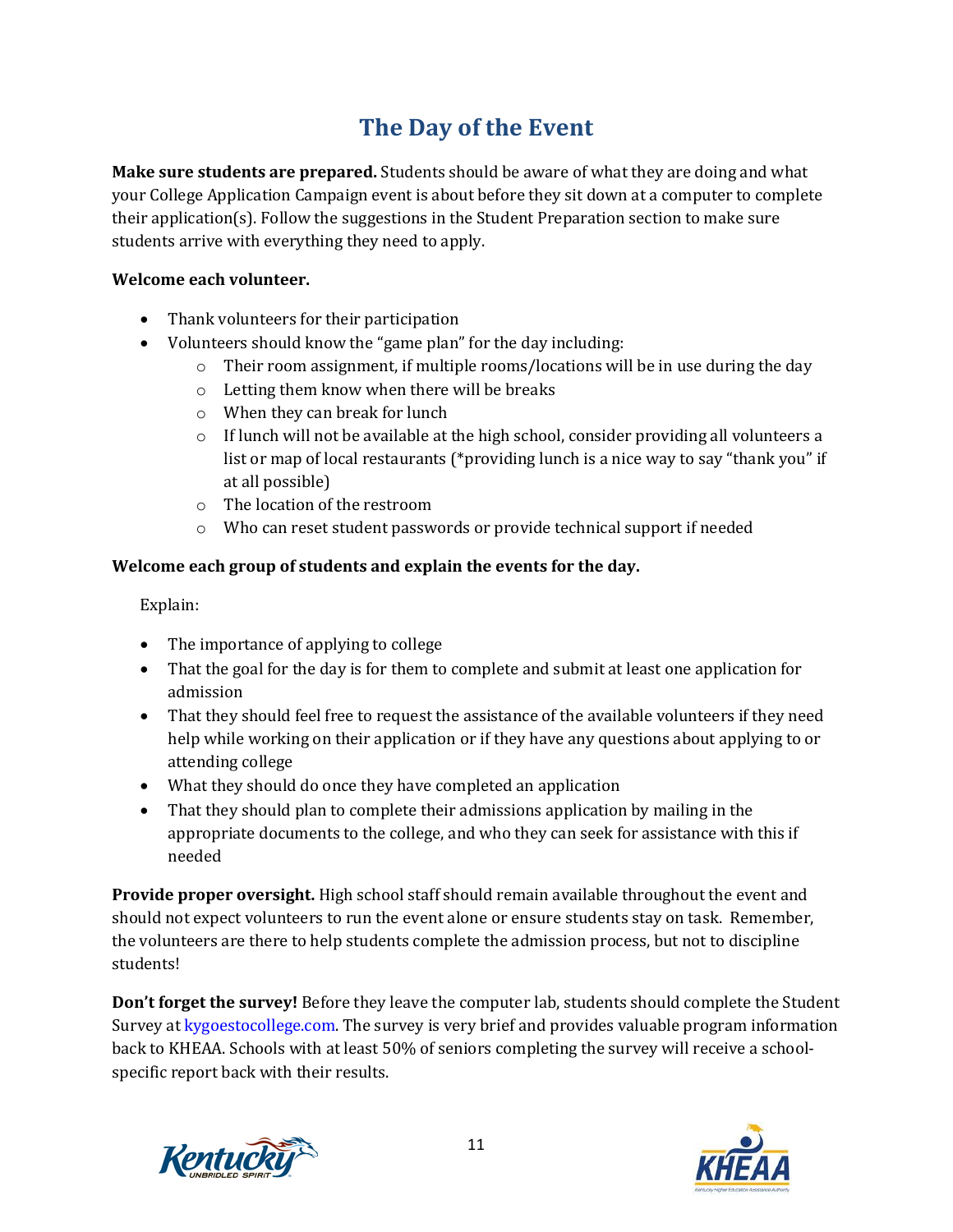# The Day of the Event

**Make sure students are prepared.** Students should be aware of what they are doing and what your College Application Campaign event is about before they sit down at a computer to complete their application(s). Follow the suggestions in the Student Preparation section to make sure students arrive with everything they need to apply.

**Welcome each volunteer.**

- Thank volunteers for their participation
- Volunteers should know the "game plan" for the day including:
  - Their room assignment, if multiple rooms/locations will be in use during the day
  - Letting them know when there will be breaks
  - When they can break for lunch
  - If lunch will not be available at the high school, consider providing all volunteers a list or map of local restaurants (*providing lunch is a nice way to say "thank you" if at all possible)
  - The location of the restroom
  - Who can reset student passwords or provide technical support if needed

**Welcome each group of students and explain the events for the day.**

Explain:

- The importance of applying to college
- That the goal for the day is for them to complete and submit at least one application for admission
- That they should feel free to request the assistance of the available volunteers if they need help while working on their application or if they have any questions about applying to or attending college
- What they should do once they have completed an application
- That they should plan to complete their admissions application by mailing in the appropriate documents to the college, and who they can seek for assistance with this if needed

**Provide proper oversight.** High school staff should remain available throughout the event and should not expect volunteers to run the event alone or ensure students stay on task. Remember, the volunteers are there to help students complete the admission process, but not to discipline students!

**Don't forget the survey!** Before they leave the computer lab, students should complete the Student Survey at kygoestocollege.com. The survey is very brief and provides valuable program information back to KHEAA. Schools with at least 50% of seniors completing the survey will receive a school-specific report back with their results.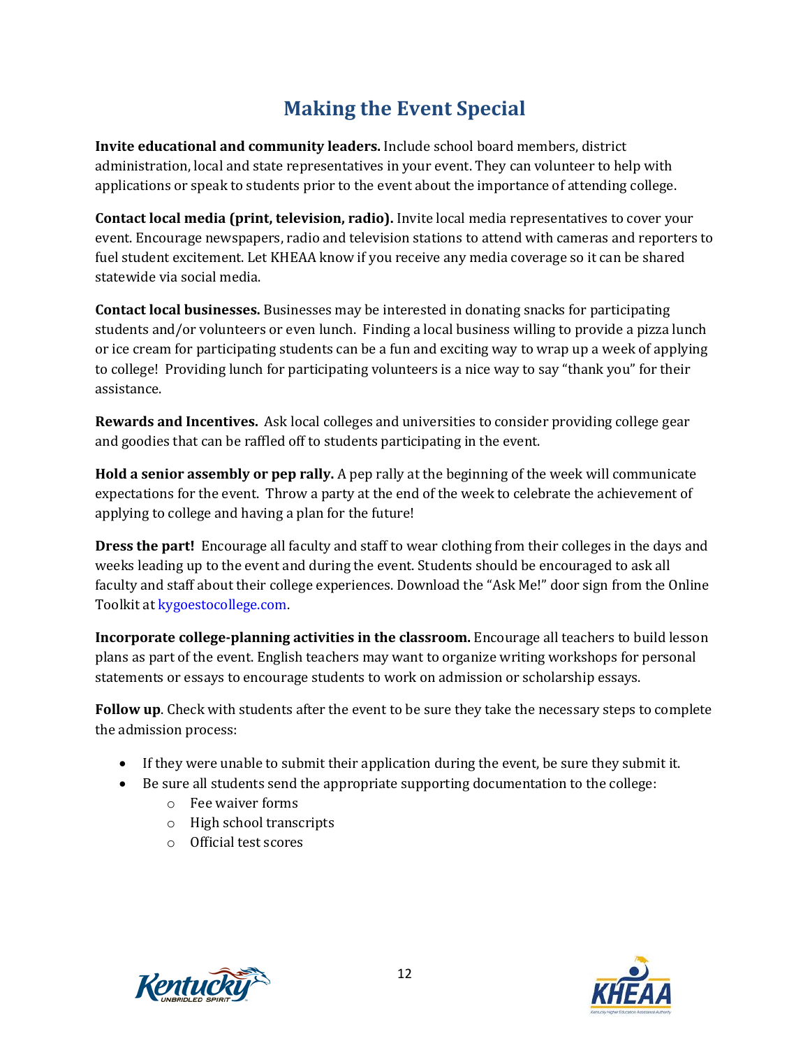# Making the Event Special

**Invite educational and community leaders.** Include school board members, district administration, local and state representatives in your event. They can volunteer to help with applications or speak to students prior to the event about the importance of attending college.

**Contact local media (print, television, radio).** Invite local media representatives to cover your event. Encourage newspapers, radio and television stations to attend with cameras and reporters to fuel student excitement. Let KHEAA know if you receive any media coverage so it can be shared statewide via social media.

**Contact local businesses.** Businesses may be interested in donating snacks for participating students and/or volunteers or even lunch. Finding a local business willing to provide a pizza lunch or ice cream for participating students can be a fun and exciting way to wrap up a week of applying to college! Providing lunch for participating volunteers is a nice way to say "thank you" for their assistance.

**Rewards and Incentives.** Ask local colleges and universities to consider providing college gear and goodies that can be raffled off to students participating in the event.

**Hold a senior assembly or pep rally.** A pep rally at the beginning of the week will communicate expectations for the event. Throw a party at the end of the week to celebrate the achievement of applying to college and having a plan for the future!

**Dress the part!** Encourage all faculty and staff to wear clothing from their colleges in the days and weeks leading up to the event and during the event. Students should be encouraged to ask all faculty and staff about their college experiences. Download the "Ask Me!" door sign from the Online Toolkit at kygoestocollege.com.

**Incorporate college-planning activities in the classroom.** Encourage all teachers to build lesson plans as part of the event. English teachers may want to organize writing workshops for personal statements or essays to encourage students to work on admission or scholarship essays.

**Follow up**. Check with students after the event to be sure they take the necessary steps to complete the admission process:

- If they were unable to submit their application during the event, be sure they submit it.
- Be sure all students send the appropriate supporting documentation to the college:
  - Fee waiver forms
  - High school transcripts
  - Official test scores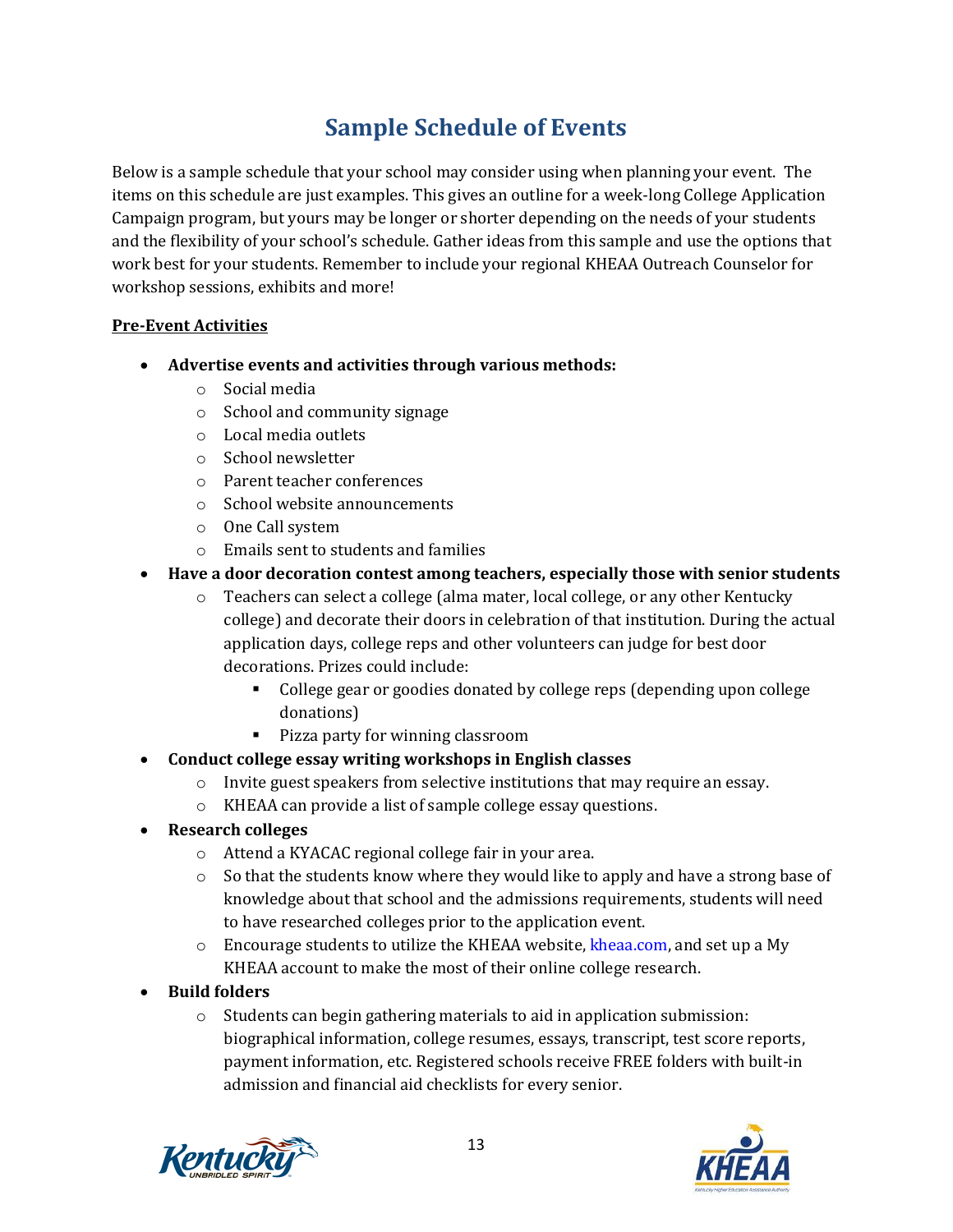# Sample Schedule of Events

Below is a sample schedule that your school may consider using when planning your event. The items on this schedule are just examples. This gives an outline for a week-long College Application Campaign program, but yours may be longer or shorter depending on the needs of your students and the flexibility of your school's schedule. Gather ideas from this sample and use the options that work best for your students. Remember to include your regional KHEAA Outreach Counselor for workshop sessions, exhibits and more!

**Pre-Event Activities**

- **Advertise events and activities through various methods:**
  - Social media
  - School and community signage
  - Local media outlets
  - School newsletter
  - Parent teacher conferences
  - School website announcements
  - One Call system
  - Emails sent to students and families
- **Have a door decoration contest among teachers, especially those with senior students**
  - Teachers can select a college (alma mater, local college, or any other Kentucky college) and decorate their doors in celebration of that institution. During the actual application days, college reps and other volunteers can judge for best door decorations. Prizes could include:
    - College gear or goodies donated by college reps (depending upon college donations)
    - Pizza party for winning classroom
- **Conduct college essay writing workshops in English classes**
  - Invite guest speakers from selective institutions that may require an essay.
  - KHEAA can provide a list of sample college essay questions.
- **Research colleges**
  - Attend a KYACAC regional college fair in your area.
  - So that the students know where they would like to apply and have a strong base of knowledge about that school and the admissions requirements, students will need to have researched colleges prior to the application event.
  - Encourage students to utilize the KHEAA website, kheaa.com, and set up a My KHEAA account to make the most of their online college research.
- **Build folders**
  - Students can begin gathering materials to aid in application submission: biographical information, college resumes, essays, transcript, test score reports, payment information, etc. Registered schools receive FREE folders with built-in admission and financial aid checklists for every senior.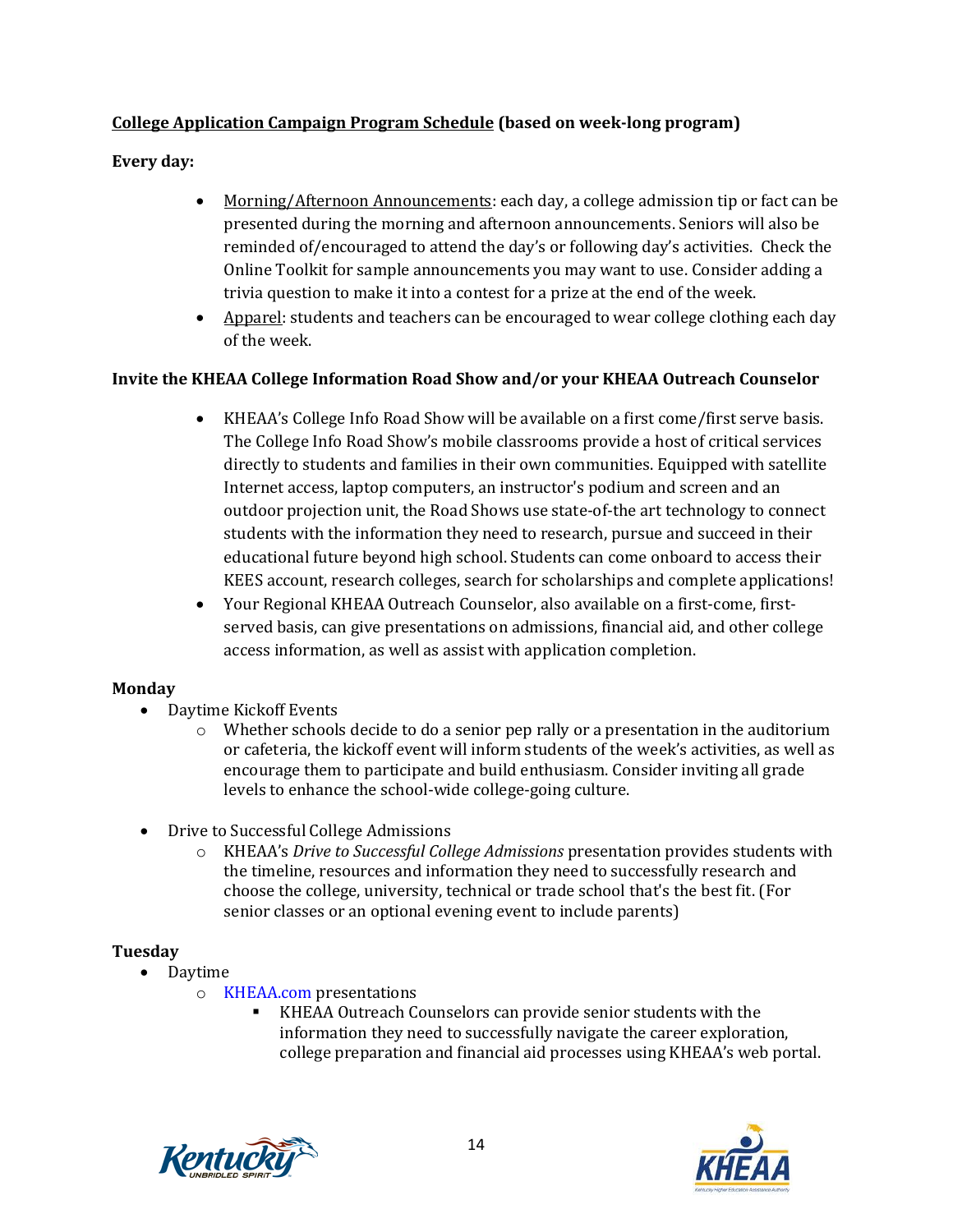**College Application Campaign Program Schedule (based on week-long program)**

**Every day:**

- Morning/Afternoon Announcements: each day, a college admission tip or fact can be presented during the morning and afternoon announcements. Seniors will also be reminded of/encouraged to attend the day's or following day's activities. Check the Online Toolkit for sample announcements you may want to use. Consider adding a trivia question to make it into a contest for a prize at the end of the week.
- Apparel: students and teachers can be encouraged to wear college clothing each day of the week.

**Invite the KHEAA College Information Road Show and/or your KHEAA Outreach Counselor**

- KHEAA's College Info Road Show will be available on a first come/first serve basis. The College Info Road Show's mobile classrooms provide a host of critical services directly to students and families in their own communities. Equipped with satellite Internet access, laptop computers, an instructor's podium and screen and an outdoor projection unit, the Road Shows use state-of-the art technology to connect students with the information they need to research, pursue and succeed in their educational future beyond high school. Students can come onboard to access their KEES account, research colleges, search for scholarships and complete applications!
- Your Regional KHEAA Outreach Counselor, also available on a first-come, first-served basis, can give presentations on admissions, financial aid, and other college access information, as well as assist with application completion.

**Monday**

- Daytime Kickoff Events
  - Whether schools decide to do a senior pep rally or a presentation in the auditorium or cafeteria, the kickoff event will inform students of the week's activities, as well as encourage them to participate and build enthusiasm. Consider inviting all grade levels to enhance the school-wide college-going culture.
- Drive to Successful College Admissions
  - KHEAA's *Drive to Successful College Admissions* presentation provides students with the timeline, resources and information they need to successfully research and choose the college, university, technical or trade school that's the best fit. (For senior classes or an optional evening event to include parents)

**Tuesday**

- Daytime
  - KHEAA.com presentations
    - KHEAA Outreach Counselors can provide senior students with the information they need to successfully navigate the career exploration, college preparation and financial aid processes using KHEAA's web portal.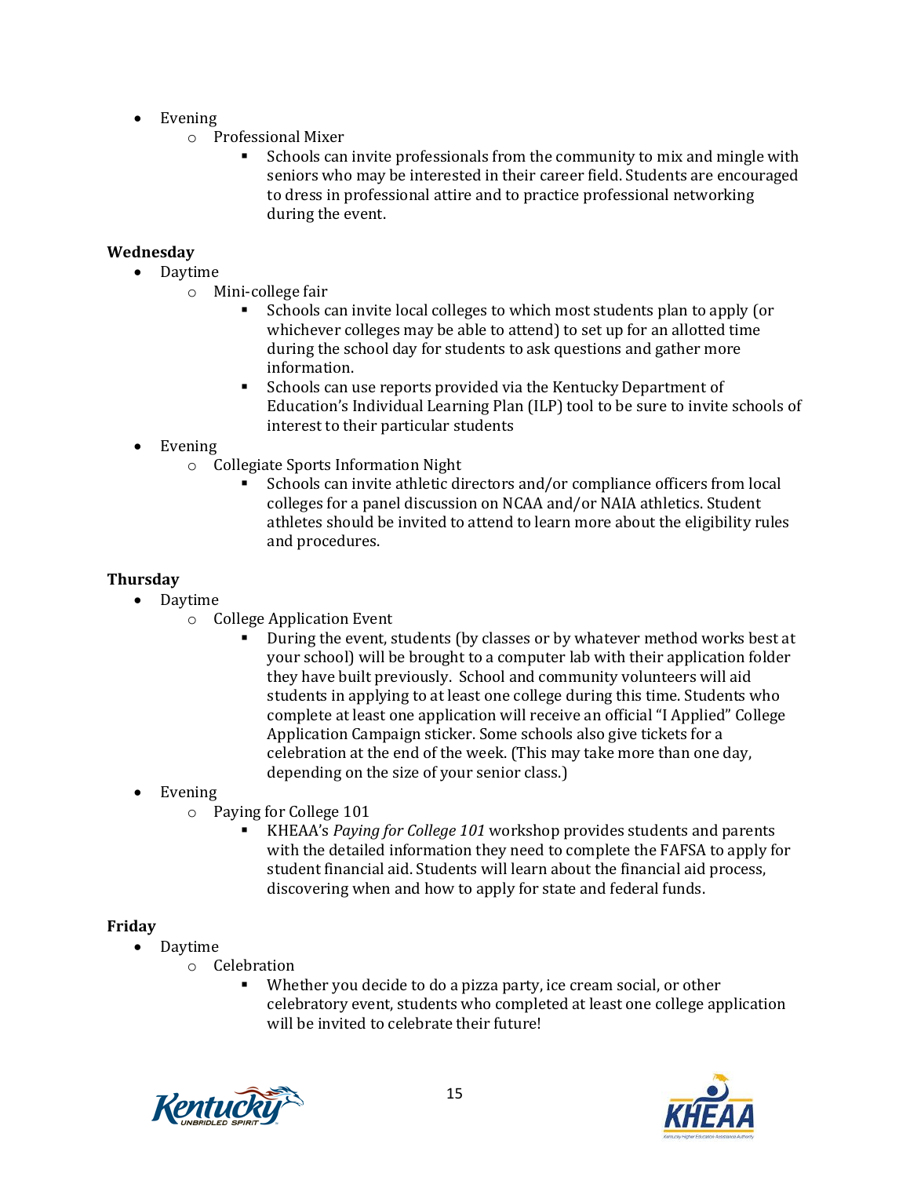- Evening
    - Professional Mixer
        - Schools can invite professionals from the community to mix and mingle with seniors who may be interested in their career field. Students are encouraged to dress in professional attire and to practice professional networking during the event.

**Wednesday**

- Daytime
    - Mini-college fair
        - Schools can invite local colleges to which most students plan to apply (or whichever colleges may be able to attend) to set up for an allotted time during the school day for students to ask questions and gather more information.
        - Schools can use reports provided via the Kentucky Department of Education's Individual Learning Plan (ILP) tool to be sure to invite schools of interest to their particular students
- Evening
    - Collegiate Sports Information Night
        - Schools can invite athletic directors and/or compliance officers from local colleges for a panel discussion on NCAA and/or NAIA athletics. Student athletes should be invited to attend to learn more about the eligibility rules and procedures.

**Thursday**

- Daytime
    - College Application Event
        - During the event, students (by classes or by whatever method works best at your school) will be brought to a computer lab with their application folder they have built previously. School and community volunteers will aid students in applying to at least one college during this time. Students who complete at least one application will receive an official "I Applied" College Application Campaign sticker. Some schools also give tickets for a celebration at the end of the week. (This may take more than one day, depending on the size of your senior class.)
- Evening
    - Paying for College 101
        - KHEAA's *Paying for College 101* workshop provides students and parents with the detailed information they need to complete the FAFSA to apply for student financial aid. Students will learn about the financial aid process, discovering when and how to apply for state and federal funds.

**Friday**

- Daytime
    - Celebration
        - Whether you decide to do a pizza party, ice cream social, or other celebratory event, students who completed at least one college application will be invited to celebrate their future!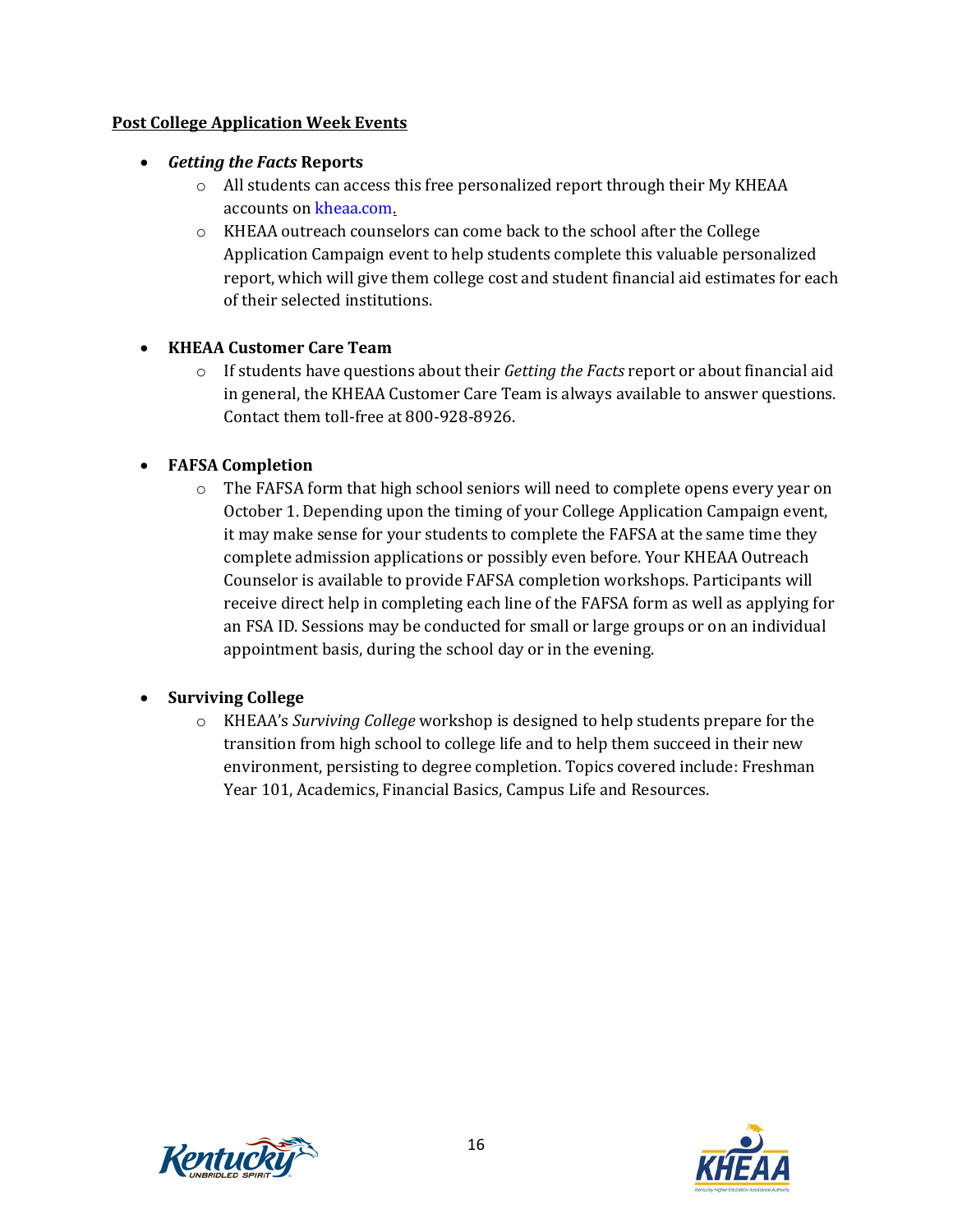**Post College Application Week Events**

- ***Getting the Facts* Reports**
  - All students can access this free personalized report through their My KHEAA accounts on kheaa.com.
  - KHEAA outreach counselors can come back to the school after the College Application Campaign event to help students complete this valuable personalized report, which will give them college cost and student financial aid estimates for each of their selected institutions.

- **KHEAA Customer Care Team**
  - If students have questions about their *Getting the Facts* report or about financial aid in general, the KHEAA Customer Care Team is always available to answer questions. Contact them toll-free at 800-928-8926.

- **FAFSA Completion**
  - The FAFSA form that high school seniors will need to complete opens every year on October 1. Depending upon the timing of your College Application Campaign event, it may make sense for your students to complete the FAFSA at the same time they complete admission applications or possibly even before. Your KHEAA Outreach Counselor is available to provide FAFSA completion workshops. Participants will receive direct help in completing each line of the FAFSA form as well as applying for an FSA ID. Sessions may be conducted for small or large groups or on an individual appointment basis, during the school day or in the evening.

- **Surviving College**
  - KHEAA's *Surviving College* workshop is designed to help students prepare for the transition from high school to college life and to help them succeed in their new environment, persisting to degree completion. Topics covered include: Freshman Year 101, Academics, Financial Basics, Campus Life and Resources.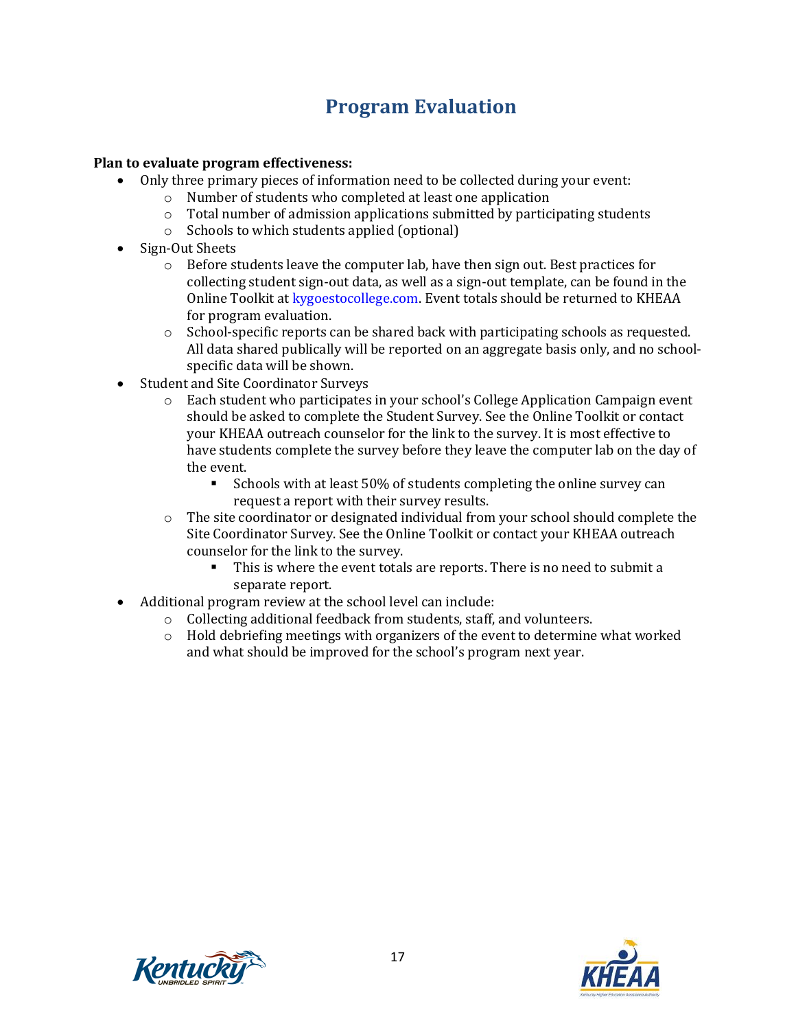# Program Evaluation

**Plan to evaluate program effectiveness:**

- Only three primary pieces of information need to be collected during your event:
  - Number of students who completed at least one application
  - Total number of admission applications submitted by participating students
  - Schools to which students applied (optional)
- Sign-Out Sheets
  - Before students leave the computer lab, have then sign out. Best practices for collecting student sign-out data, as well as a sign-out template, can be found in the Online Toolkit at kygoestocollege.com. Event totals should be returned to KHEAA for program evaluation.
  - School-specific reports can be shared back with participating schools as requested. All data shared publically will be reported on an aggregate basis only, and no school-specific data will be shown.
- Student and Site Coordinator Surveys
  - Each student who participates in your school's College Application Campaign event should be asked to complete the Student Survey. See the Online Toolkit or contact your KHEAA outreach counselor for the link to the survey. It is most effective to have students complete the survey before they leave the computer lab on the day of the event.
    - Schools with at least 50% of students completing the online survey can request a report with their survey results.
  - The site coordinator or designated individual from your school should complete the Site Coordinator Survey. See the Online Toolkit or contact your KHEAA outreach counselor for the link to the survey.
    - This is where the event totals are reports. There is no need to submit a separate report.
- Additional program review at the school level can include:
  - Collecting additional feedback from students, staff, and volunteers.
  - Hold debriefing meetings with organizers of the event to determine what worked and what should be improved for the school's program next year.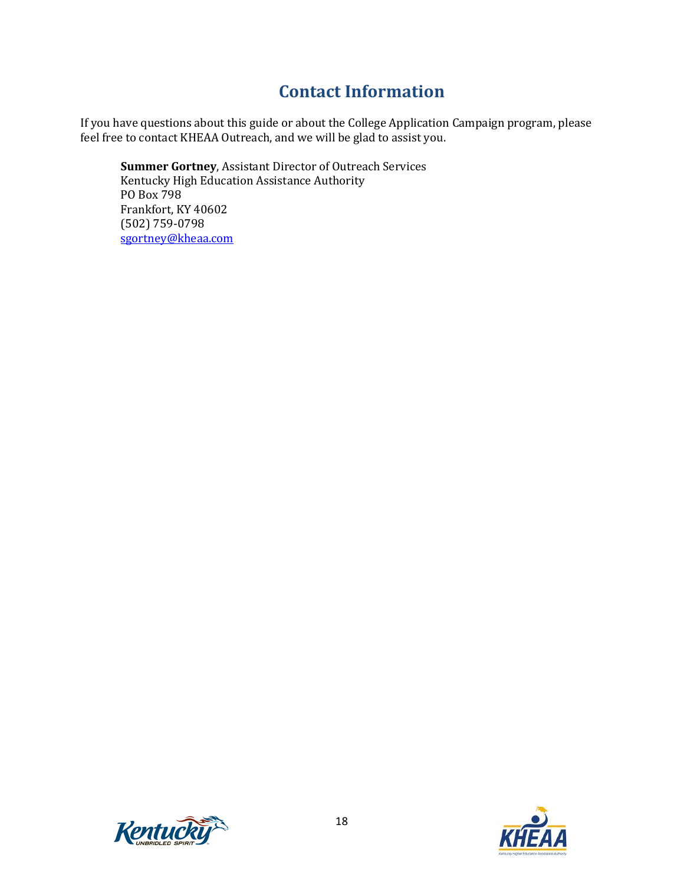## Contact Information

If you have questions about this guide or about the College Application Campaign program, please feel free to contact KHEAA Outreach, and we will be glad to assist you.

**Summer Gortney**, Assistant Director of Outreach Services
Kentucky High Education Assistance Authority
PO Box 798
Frankfort, KY 40602
(502) 759-0798
sgortney@kheaa.com